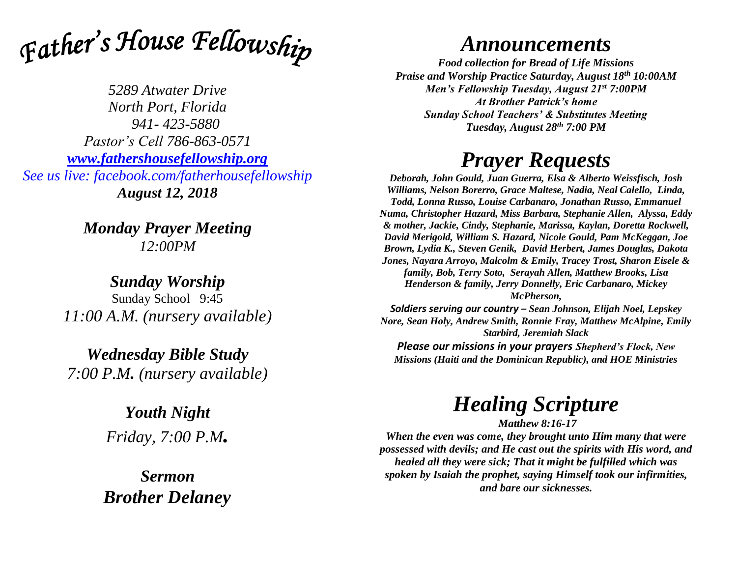# *Father's House Fellowship*

*5289 Atwater Drive*
*North Port, Florida*
*941- 423-5880*
*Pastor's Cell 786-863-0571*
*[www.fathershousefellowship.org](http://www.fathershousefellowship.org)*
*See us live: facebook.com/fatherhousefellowship*
***August 12, 2018***

## *Monday Prayer Meeting*
*12:00PM*

## *Sunday Worship*
Sunday School 9:45
*11:00 A.M. (nursery available)*

## *Wednesday Bible Study*
*7:00 P.M. (nursery available)*

## *Youth Night*
*Friday, 7:00 P.M.*

## *Sermon*
## *Brother Delaney*

# *Announcements*

***Food collection for Bread of Life Missions***
***Praise and Worship Practice Saturday, August 18th 10:00AM***
***Men's Fellowship Tuesday, August 21st 7:00PM***
***At Brother Patrick's home***
***Sunday School Teachers' & Substitutes Meeting***
***Tuesday, August 28th 7:00 PM***

# *Prayer Requests*

***Deborah, John Gould, Juan Guerra, Elsa & Alberto Weissfisch, Josh Williams, Nelson Borerro, Grace Maltese, Nadia, Neal Calello, Linda, Todd, Lonna Russo, Louise Carbanaro, Jonathan Russo, Emmanuel Numa, Christopher Hazard, Miss Barbara, Stephanie Allen, Alyssa, Eddy & mother, Jackie, Cindy, Stephanie, Marissa, Kaylan, Doretta Rockwell, David Merigold, William S. Hazard, Nicole Gould, Pam McKeggan, Joe Brown, Lydia K., Steven Genik, David Herbert, James Douglas, Dakota Jones, Nayara Arroyo, Malcolm & Emily, Tracey Trost, Sharon Eisele & family, Bob, Terry Soto, Serayah Allen, Matthew Brooks, Lisa Henderson & family, Jerry Donnelly, Eric Carbanaro, Mickey McPherson,***

***Soldiers serving our country – Sean Johnson, Elijah Noel, Lepskey Nore, Sean Holy, Andrew Smith, Ronnie Fray, Matthew McAlpine, Emily Starbird, Jeremiah Slack***

***Please our missions in your prayers Shepherd's Flock, New Missions (Haiti and the Dominican Republic), and HOE Ministries***

# *Healing Scripture*

***Matthew 8:16-17***

***When the even was come, they brought unto Him many that were possessed with devils; and He cast out the spirits with His word, and healed all they were sick; That it might be fulfilled which was spoken by Isaiah the prophet, saying Himself took our infirmities, and bare our sicknesses.***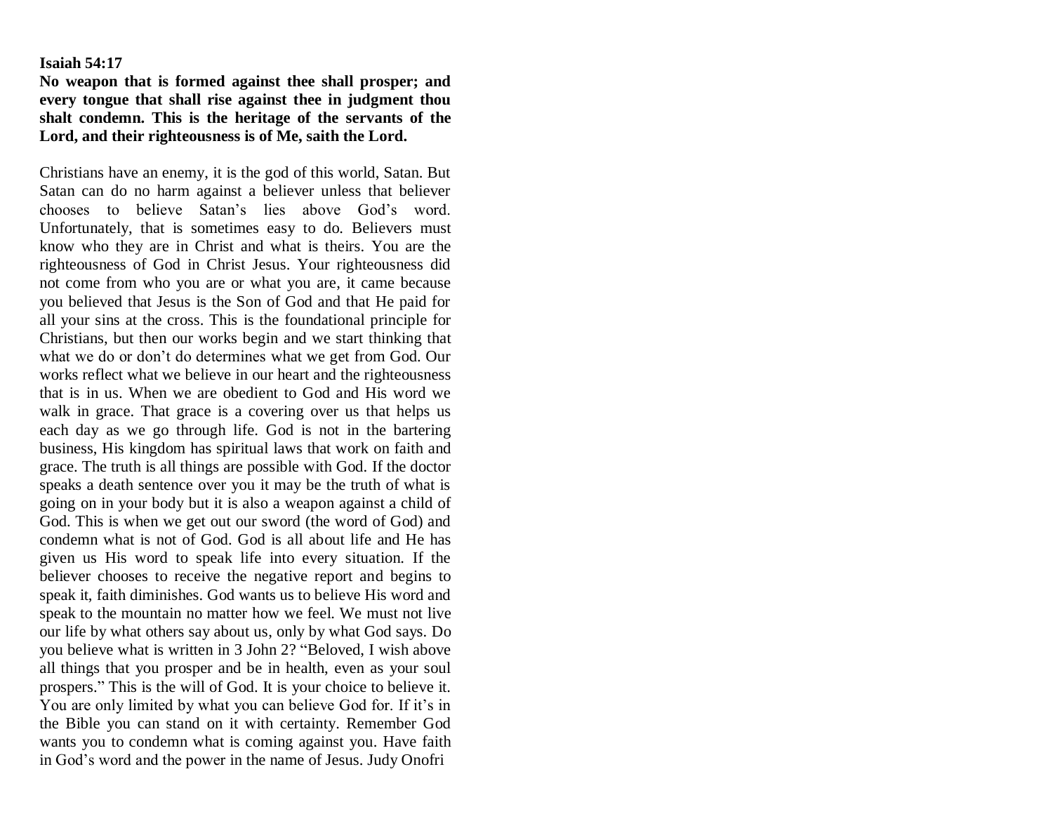**Isaiah 54:17**

**No weapon that is formed against thee shall prosper; and every tongue that shall rise against thee in judgment thou shalt condemn. This is the heritage of the servants of the Lord, and their righteousness is of Me, saith the Lord.**

Christians have an enemy, it is the god of this world, Satan. But Satan can do no harm against a believer unless that believer chooses to believe Satan's lies above God's word. Unfortunately, that is sometimes easy to do. Believers must know who they are in Christ and what is theirs. You are the righteousness of God in Christ Jesus. Your righteousness did not come from who you are or what you are, it came because you believed that Jesus is the Son of God and that He paid for all your sins at the cross. This is the foundational principle for Christians, but then our works begin and we start thinking that what we do or don't do determines what we get from God. Our works reflect what we believe in our heart and the righteousness that is in us. When we are obedient to God and His word we walk in grace. That grace is a covering over us that helps us each day as we go through life. God is not in the bartering business, His kingdom has spiritual laws that work on faith and grace. The truth is all things are possible with God. If the doctor speaks a death sentence over you it may be the truth of what is going on in your body but it is also a weapon against a child of God. This is when we get out our sword (the word of God) and condemn what is not of God. God is all about life and He has given us His word to speak life into every situation. If the believer chooses to receive the negative report and begins to speak it, faith diminishes. God wants us to believe His word and speak to the mountain no matter how we feel. We must not live our life by what others say about us, only by what God says. Do you believe what is written in 3 John 2? "Beloved, I wish above all things that you prosper and be in health, even as your soul prospers." This is the will of God. It is your choice to believe it. You are only limited by what you can believe God for. If it's in the Bible you can stand on it with certainty. Remember God wants you to condemn what is coming against you. Have faith in God's word and the power in the name of Jesus. Judy Onofri